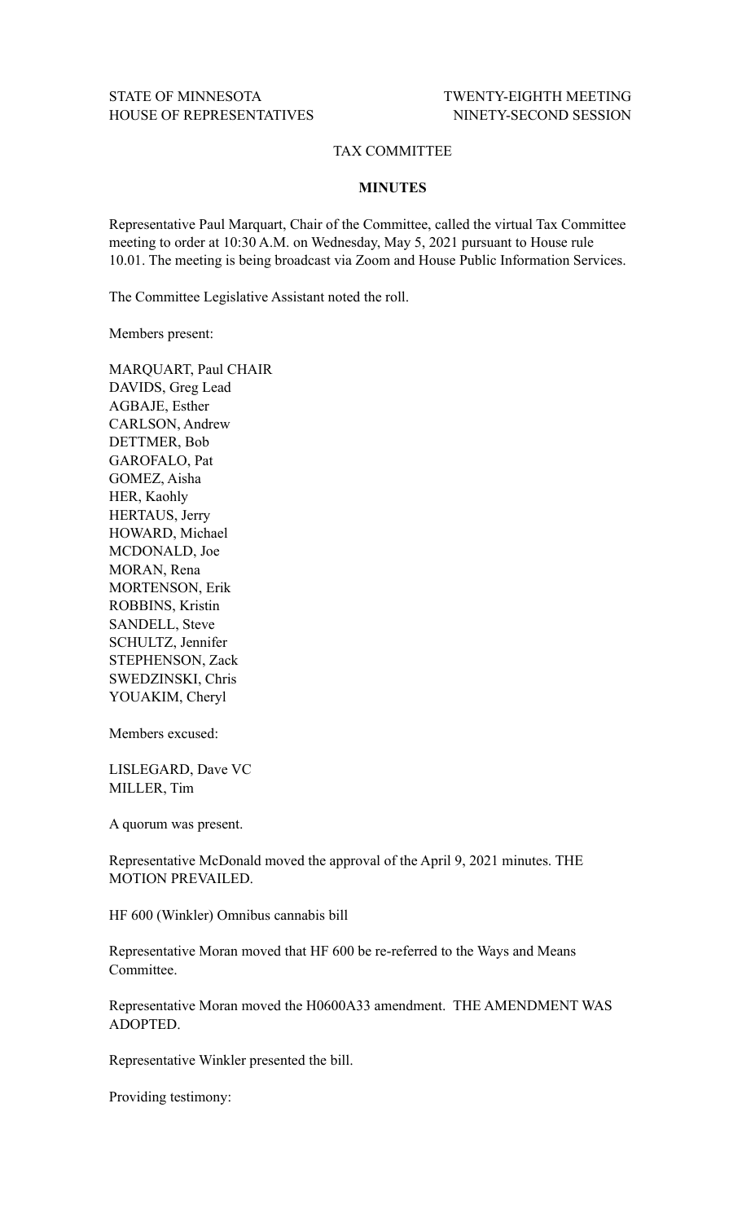STATE OF MINNESOTA HOUSE OF REPRESENTATIVES

TWENTY-EIGHTH MEETING NINETY-SECOND SESSION

## TAX COMMITTEE

### MINUTES

Representative Paul Marquart, Chair of the Committee, called the virtual Tax Committee meeting to order at 10:30 A.M. on Wednesday, May 5, 2021 pursuant to House rule 10.01. The meeting is being broadcast via Zoom and House Public Information Services.

The Committee Legislative Assistant noted the roll.

Members present:

MARQUART, Paul CHAIR
DAVIDS, Greg Lead
AGBAJE, Esther
CARLSON, Andrew
DETTMER, Bob
GAROFALO, Pat
GOMEZ, Aisha
HER, Kaohly
HERTAUS, Jerry
HOWARD, Michael
MCDONALD, Joe
MORAN, Rena
MORTENSON, Erik
ROBBINS, Kristin
SANDELL, Steve
SCHULTZ, Jennifer
STEPHENSON, Zack
SWEDZINSKI, Chris
YOUAKIM, Cheryl

Members excused:

LISLEGARD, Dave VC
MILLER, Tim

A quorum was present.

Representative McDonald moved the approval of the April 9, 2021 minutes. THE MOTION PREVAILED.

HF 600 (Winkler) Omnibus cannabis bill

Representative Moran moved that HF 600 be re-referred to the Ways and Means Committee.

Representative Moran moved the H0600A33 amendment. THE AMENDMENT WAS ADOPTED.

Representative Winkler presented the bill.

Providing testimony: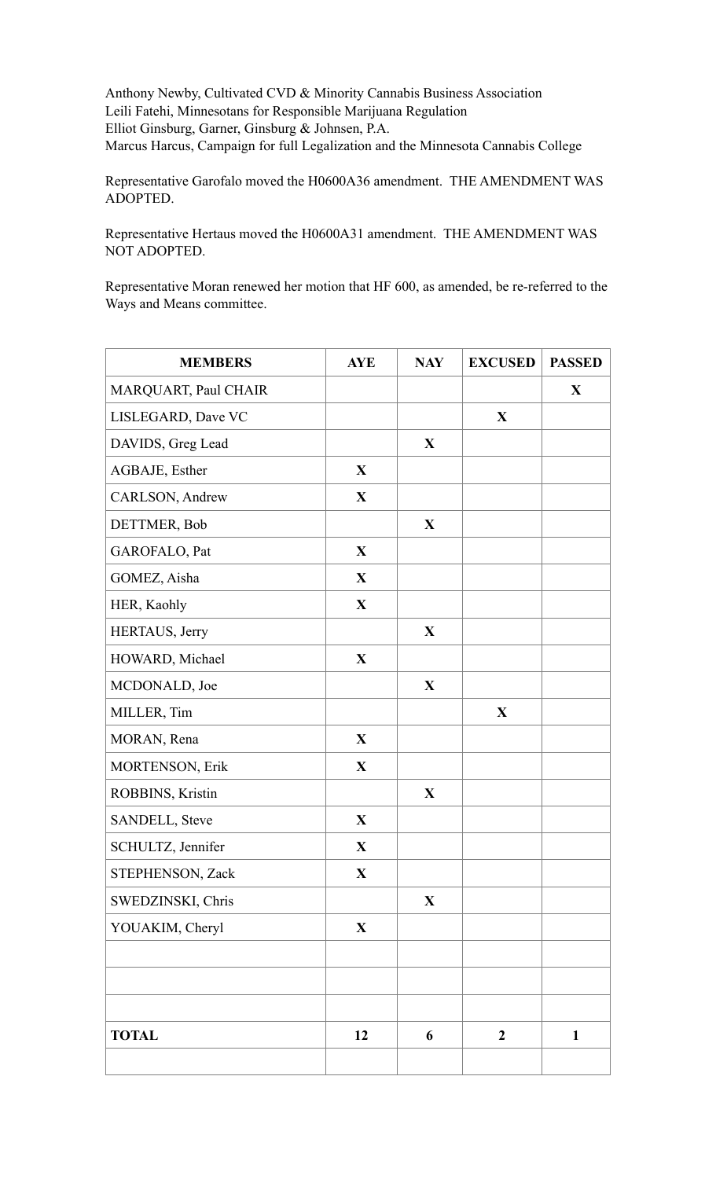Anthony Newby, Cultivated CVD & Minority Cannabis Business Association
Leili Fatehi, Minnesotans for Responsible Marijuana Regulation
Elliot Ginsburg, Garner, Ginsburg & Johnsen, P.A.
Marcus Harcus, Campaign for full Legalization and the Minnesota Cannabis College

Representative Garofalo moved the H0600A36 amendment. THE AMENDMENT WAS ADOPTED.

Representative Hertaus moved the H0600A31 amendment. THE AMENDMENT WAS NOT ADOPTED.

Representative Moran renewed her motion that HF 600, as amended, be re-referred to the Ways and Means committee.

| MEMBERS | AYE | NAY | EXCUSED | PASSED |
|---|---|---|---|---|
| MARQUART, Paul CHAIR | | | | X |
| LISLEGARD, Dave VC | | | X | |
| DAVIDS, Greg Lead | | X | | |
| AGBAJE, Esther | X | | | |
| CARLSON, Andrew | X | | | |
| DETTMER, Bob | | X | | |
| GAROFALO, Pat | X | | | |
| GOMEZ, Aisha | X | | | |
| HER, Kaohly | X | | | |
| HERTAUS, Jerry | | X | | |
| HOWARD, Michael | X | | | |
| MCDONALD, Joe | | X | | |
| MILLER, Tim | | | X | |
| MORAN, Rena | X | | | |
| MORTENSON, Erik | X | | | |
| ROBBINS, Kristin | | X | | |
| SANDELL, Steve | X | | | |
| SCHULTZ, Jennifer | X | | | |
| STEPHENSON, Zack | X | | | |
| SWEDZINSKI, Chris | | X | | |
| YOUAKIM, Cheryl | X | | | |
| | | | | |
| | | | | |
| | | | | |
| **TOTAL** | **12** | **6** | **2** | **1** |
| | | | | |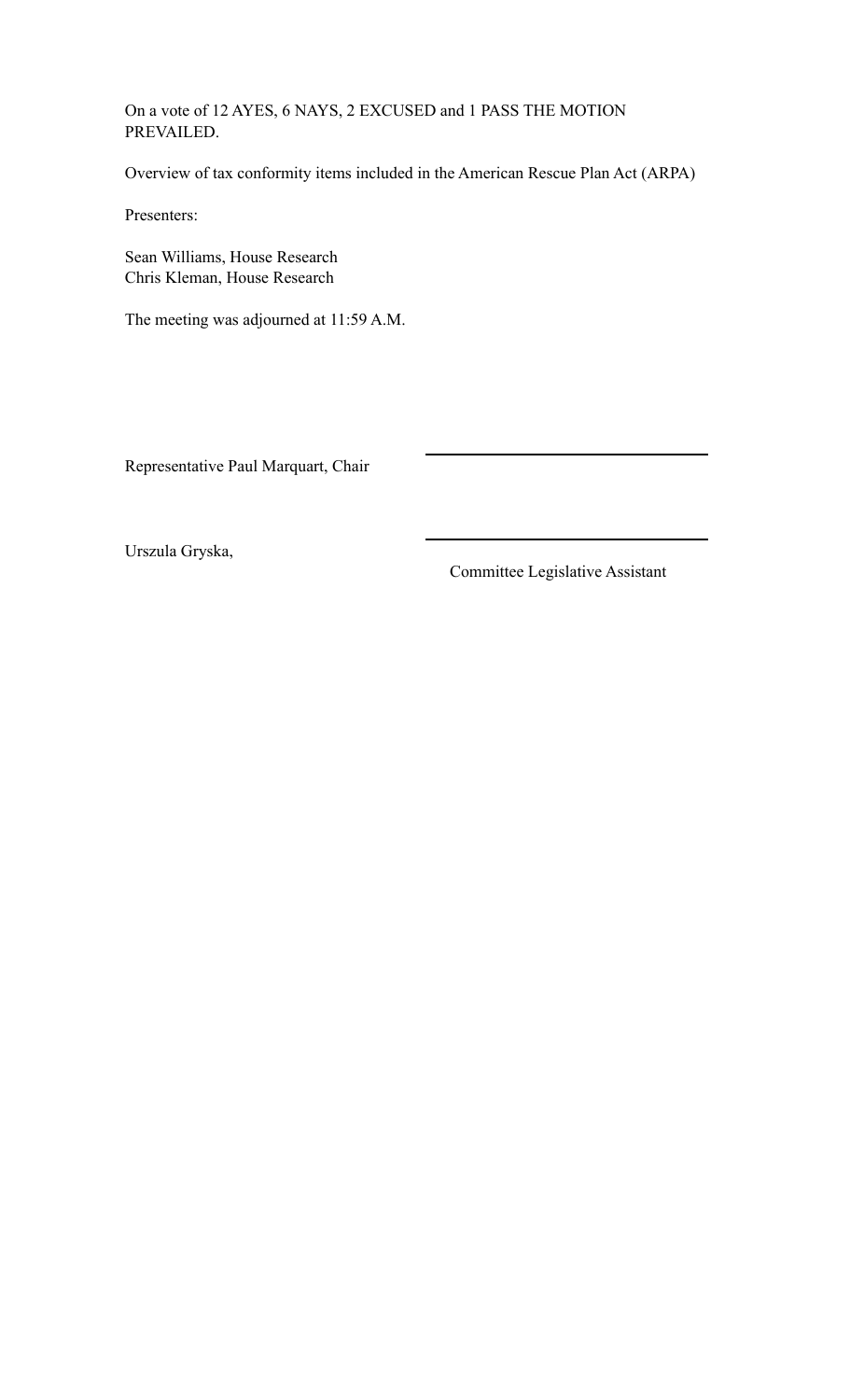On a vote of 12 AYES, 6 NAYS, 2 EXCUSED and 1 PASS THE MOTION PREVAILED.

Overview of tax conformity items included in the American Rescue Plan Act (ARPA)

Presenters:

Sean Williams, House Research
Chris Kleman, House Research

The meeting was adjourned at 11:59 A.M.

Representative Paul Marquart, Chair

Urszula Gryska,
Committee Legislative Assistant